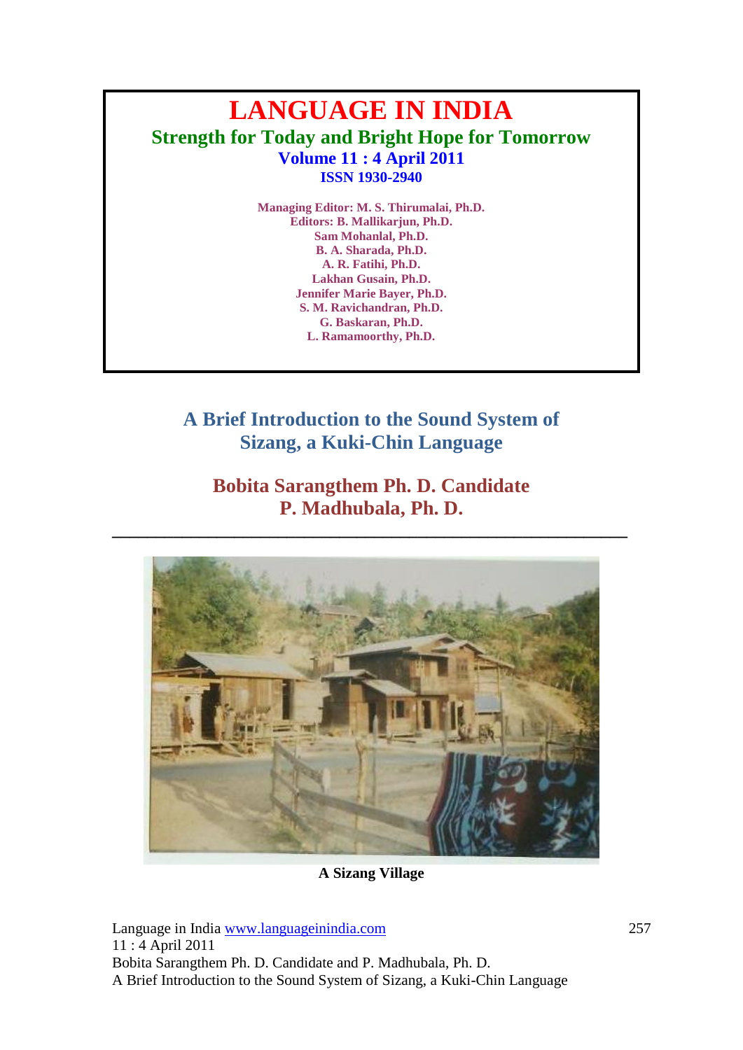# LANGUAGE IN INDIA

**Strength for Today and Bright Hope for Tomorrow**

**Volume 11 : 4 April 2011**

**ISSN 1930-2940**

**Managing Editor: M. S. Thirumalai, Ph.D.**
**Editors: B. Mallikarjun, Ph.D.**
**Sam Mohanlal, Ph.D.**
**B. A. Sharada, Ph.D.**
**A. R. Fatihi, Ph.D.**
**Lakhan Gusain, Ph.D.**
**Jennifer Marie Bayer, Ph.D.**
**S. M. Ravichandran, Ph.D.**
**G. Baskaran, Ph.D.**
**L. Ramamoorthy, Ph.D.**

## A Brief Introduction to the Sound System of Sizang, a Kuki-Chin Language

**Bobita Sarangthem Ph. D. Candidate**
**P. Madhubala, Ph. D.**

---

**A Sizang Village**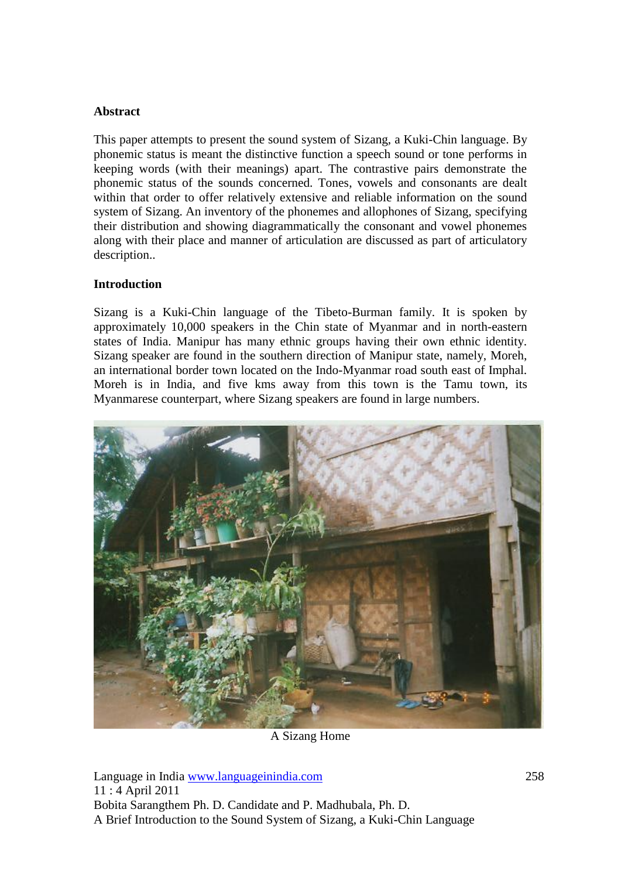**Abstract**

This paper attempts to present the sound system of Sizang, a Kuki-Chin language. By phonemic status is meant the distinctive function a speech sound or tone performs in keeping words (with their meanings) apart. The contrastive pairs demonstrate the phonemic status of the sounds concerned. Tones, vowels and consonants are dealt within that order to offer relatively extensive and reliable information on the sound system of Sizang. An inventory of the phonemes and allophones of Sizang, specifying their distribution and showing diagrammatically the consonant and vowel phonemes along with their place and manner of articulation are discussed as part of articulatory description..

**Introduction**

Sizang is a Kuki-Chin language of the Tibeto-Burman family. It is spoken by approximately 10,000 speakers in the Chin state of Myanmar and in north-eastern states of India. Manipur has many ethnic groups having their own ethnic identity. Sizang speaker are found in the southern direction of Manipur state, namely, Moreh, an international border town located on the Indo-Myanmar road south east of Imphal. Moreh is in India, and five kms away from this town is the Tamu town, its Myanmarese counterpart, where Sizang speakers are found in large numbers.

A Sizang Home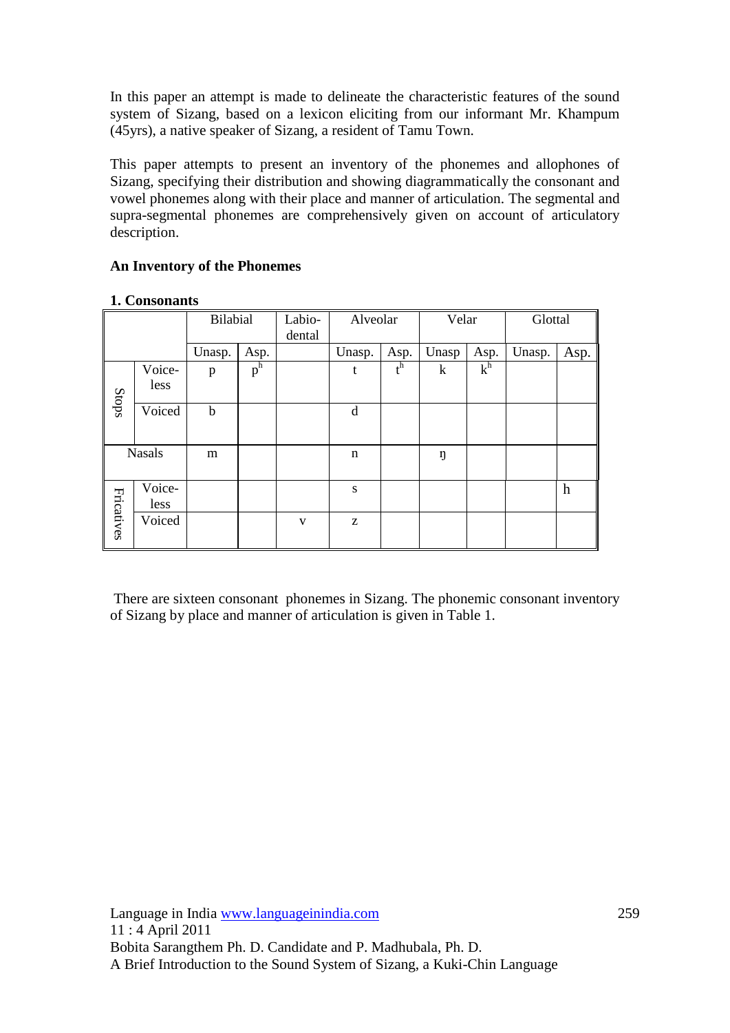In this paper an attempt is made to delineate the characteristic features of the sound system of Sizang, based on a lexicon eliciting from our informant Mr. Khampum (45yrs), a native speaker of Sizang, a resident of Tamu Town.

This paper attempts to present an inventory of the phonemes and allophones of Sizang, specifying their distribution and showing diagrammatically the consonant and vowel phonemes along with their place and manner of articulation. The segmental and supra-segmental phonemes are comprehensively given on account of articulatory description.

**An Inventory of the Phonemes**

**1. Consonants**

| | | Bilabial | | Labio-dental | Alveolar | | Velar | | Glottal | |
|---|---|---|---|---|---|---|---|---|---|---|
| | | Unasp. | Asp. | | Unasp. | Asp. | Unasp | Asp. | Unasp. | Asp. |
| Stops | Voiceless | p | pʰ | | t | tʰ | k | kʰ | | |
| | Voiced | b | | | d | | | | | |
| Nasals | | m | | | n | | ŋ | | | |
| Fricatives | Voiceless | | | | s | | | | | h |
| | Voiced | | | v | z | | | | | |

There are sixteen consonant phonemes in Sizang. The phonemic consonant inventory of Sizang by place and manner of articulation is given in Table 1.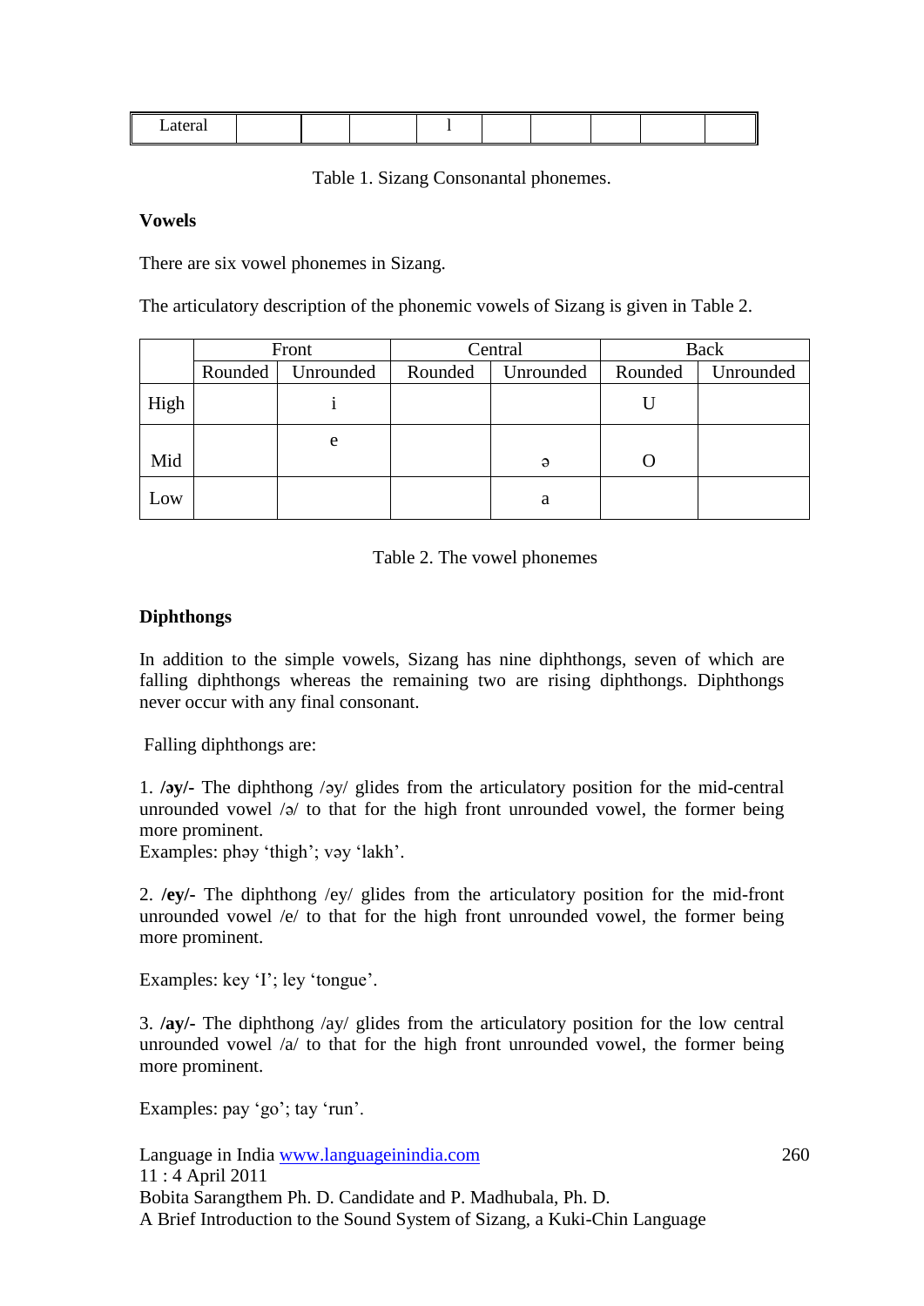| Lateral | | | | l | | | | | |
|---|---|---|---|---|---|---|---|---|---|

Table 1. Sizang Consonantal phonemes.

**Vowels**

There are six vowel phonemes in Sizang.

The articulatory description of the phonemic vowels of Sizang is given in Table 2.

| | Front | | Central | | Back | |
|---|---|---|---|---|---|---|
| | Rounded | Unrounded | Rounded | Unrounded | Rounded | Unrounded |
| High | | i | | | U | |
| Mid | | e | | ə | O | |
| Low | | | | a | | |

Table 2. The vowel phonemes

**Diphthongs**

In addition to the simple vowels, Sizang has nine diphthongs, seven of which are falling diphthongs whereas the remaining two are rising diphthongs. Diphthongs never occur with any final consonant.

Falling diphthongs are:

1. **/əy/-** The diphthong /əy/ glides from the articulatory position for the mid-central unrounded vowel /ə/ to that for the high front unrounded vowel, the former being more prominent.
Examples: phəy 'thigh'; vəy 'lakh'.

2. **/ey/-** The diphthong /ey/ glides from the articulatory position for the mid-front unrounded vowel /e/ to that for the high front unrounded vowel, the former being more prominent.

Examples: key 'I'; ley 'tongue'.

3. **/ay/-** The diphthong /ay/ glides from the articulatory position for the low central unrounded vowel /a/ to that for the high front unrounded vowel, the former being more prominent.

Examples: pay 'go'; tay 'run'.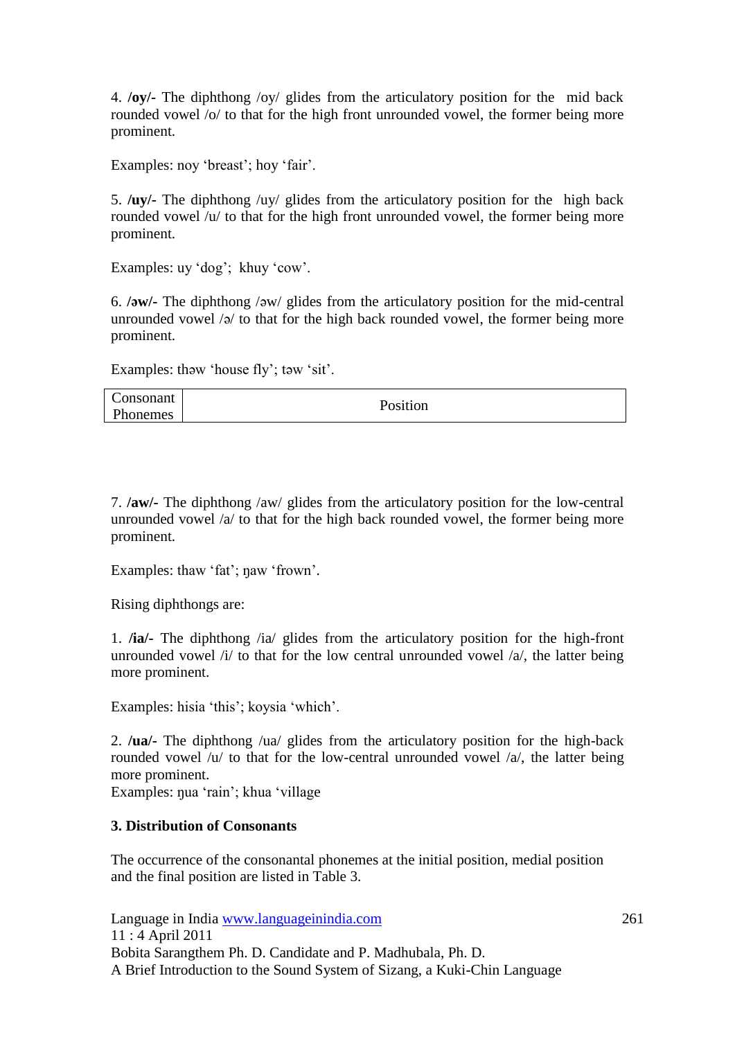4. **/oy/-** The diphthong /oy/ glides from the articulatory position for the mid back rounded vowel /o/ to that for the high front unrounded vowel, the former being more prominent.

Examples: noy 'breast'; hoy 'fair'.

5. **/uy/-** The diphthong /uy/ glides from the articulatory position for the high back rounded vowel /u/ to that for the high front unrounded vowel, the former being more prominent.

Examples: uy 'dog'; khuy 'cow'.

6. **/əw/-** The diphthong /əw/ glides from the articulatory position for the mid-central unrounded vowel /ə/ to that for the high back rounded vowel, the former being more prominent.

Examples: thəw 'house fly'; təw 'sit'.

| Consonant Phonemes | Position |
|---|---|

7. **/aw/-** The diphthong /aw/ glides from the articulatory position for the low-central unrounded vowel /a/ to that for the high back rounded vowel, the former being more prominent.

Examples: thaw 'fat'; ŋaw 'frown'.

Rising diphthongs are:

1. **/ia/-** The diphthong /ia/ glides from the articulatory position for the high-front unrounded vowel /i/ to that for the low central unrounded vowel /a/, the latter being more prominent.

Examples: hisia 'this'; koysia 'which'.

2. **/ua/-** The diphthong /ua/ glides from the articulatory position for the high-back rounded vowel /u/ to that for the low-central unrounded vowel /a/, the latter being more prominent.
Examples: ŋua 'rain'; khua 'village

**3. Distribution of Consonants**

The occurrence of the consonantal phonemes at the initial position, medial position and the final position are listed in Table 3.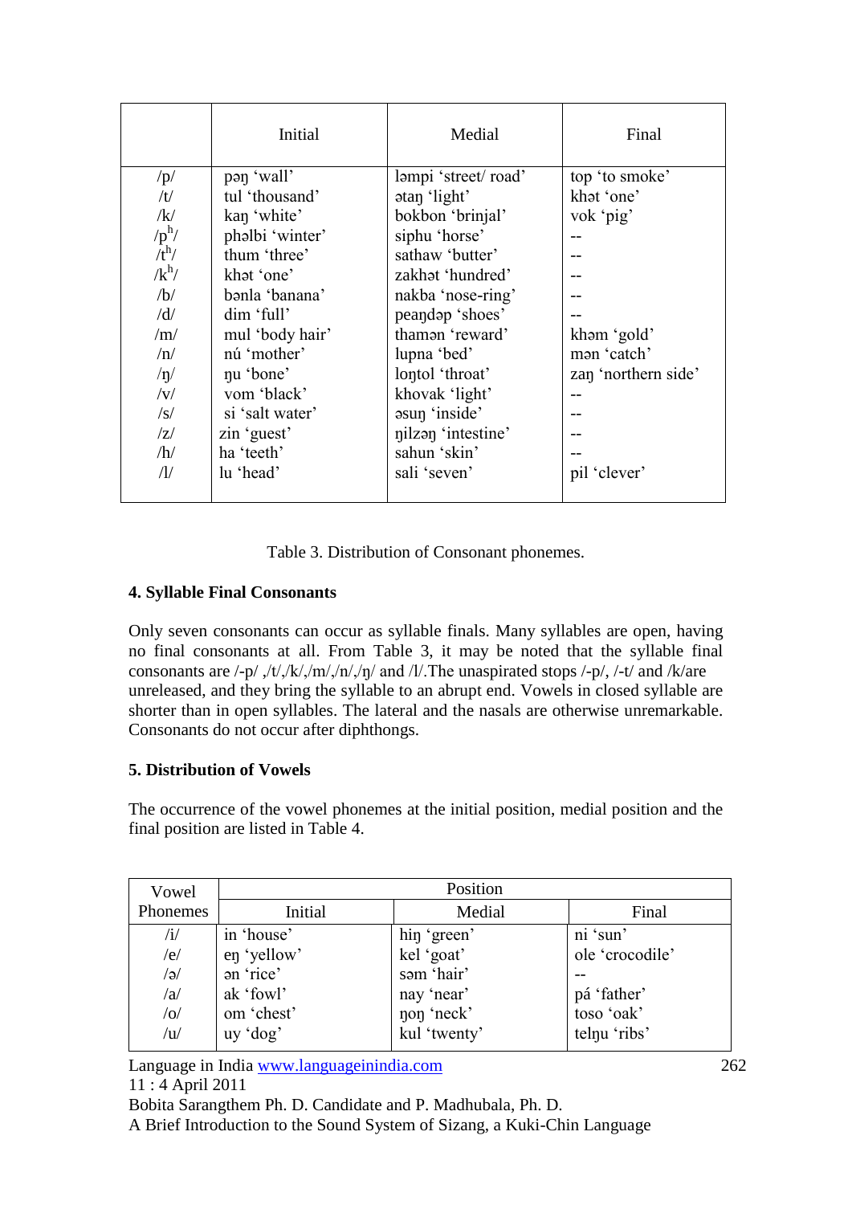| | Initial | Medial | Final |
|---|---|---|---|
| /p/ | pəŋ 'wall' | ləmpi 'street/ road' | top 'to smoke' |
| /t/ | tul 'thousand' | ətaŋ 'light' | khət 'one' |
| /k/ | kaŋ 'white' | bokbon 'brinjal' | vok 'pig' |
| /pʰ/ | phəlbi 'winter' | siphu 'horse' | -- |
| /tʰ/ | thum 'three' | sathaw 'butter' | -- |
| /kʰ/ | khət 'one' | zakhət 'hundred' | -- |
| /b/ | bənla 'banana' | nakba 'nose-ring' | -- |
| /d/ | dim 'full' | peaŋdəp 'shoes' | -- |
| /m/ | mul 'body hair' | thamən 'reward' | khəm 'gold' |
| /n/ | nú 'mother' | lupna 'bed' | mən 'catch' |
| /ŋ/ | ŋu 'bone' | loŋtol 'throat' | zaŋ 'northern side' |
| /v/ | vom 'black' | khovak 'light' | -- |
| /s/ | si 'salt water' | əsuŋ 'inside' | -- |
| /z/ | zin 'guest' | ŋilzəŋ 'intestine' | -- |
| /h/ | ha 'teeth' | sahun 'skin' | -- |
| /l/ | lu 'head' | sali 'seven' | pil 'clever' |

Table 3. Distribution of Consonant phonemes.

### 4. Syllable Final Consonants

Only seven consonants can occur as syllable finals. Many syllables are open, having no final consonants at all. From Table 3, it may be noted that the syllable final consonants are /-p/ ,/t/,/k/,/m/,/n/,/ŋ/ and /l/.The unaspirated stops /-p/, /-t/ and /k/are unreleased, and they bring the syllable to an abrupt end. Vowels in closed syllable are shorter than in open syllables. The lateral and the nasals are otherwise unremarkable. Consonants do not occur after diphthongs.

### 5. Distribution of Vowels

The occurrence of the vowel phonemes at the initial position, medial position and the final position are listed in Table 4.

| Vowel Phonemes | Position | | |
|---|---|---|---|
| | Initial | Medial | Final |
| /i/ | in 'house' | hiŋ 'green' | ni 'sun' |
| /e/ | eŋ 'yellow' | kel 'goat' | ole 'crocodile' |
| /ə/ | ən 'rice' | səm 'hair' | -- |
| /a/ | ak 'fowl' | nay 'near' | pá 'father' |
| /o/ | om 'chest' | ŋoŋ 'neck' | toso 'oak' |
| /u/ | uy 'dog' | kul 'twenty' | telŋu 'ribs' |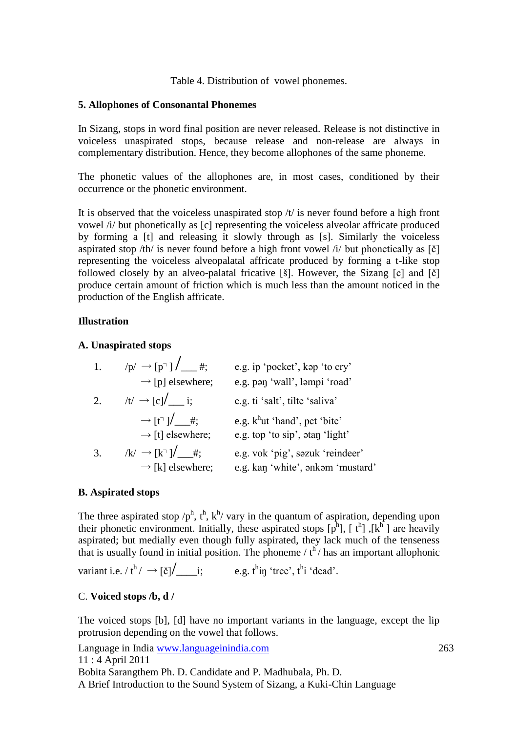Table 4. Distribution of vowel phonemes.

**5. Allophones of Consonantal Phonemes**

In Sizang, stops in word final position are never released. Release is not distinctive in voiceless unaspirated stops, because release and non-release are always in complementary distribution. Hence, they become allophones of the same phoneme.

The phonetic values of the allophones are, in most cases, conditioned by their occurrence or the phonetic environment.

It is observed that the voiceless unaspirated stop /t/ is never found before a high front vowel /i/ but phonetically as [c] representing the voiceless alveolar affricate produced by forming a [t] and releasing it slowly through as [s]. Similarly the voiceless aspirated stop /th/ is never found before a high front vowel /i/ but phonetically as [č] representing the voiceless alveopalatal affricate produced by forming a t-like stop followed closely by an alveo-palatal fricative [š]. However, the Sizang [c] and [č] produce certain amount of friction which is much less than the amount noticed in the production of the English affricate.

**Illustration**

**A. Unaspirated stops**

1. /p/ → [p˥ ] /___ #; e.g. ip 'pocket', kəp 'to cry'
   → [p] elsewhere; e.g. pəŋ 'wall', ləmpi 'road'
2. /t/ → [c]/___ i; e.g. ti 'salt', tilte 'saliva'
   → [t˥ ]/___#; e.g. $k^h$ut 'hand', pet 'bite'
   → [t] elsewhere; e.g. top 'to sip', ətaŋ 'light'
3. /k/ → [k˥ ]/___#; e.g. vok 'pig', səzuk 'reindeer'
   → [k] elsewhere; e.g. kaŋ 'white', ənkəm 'mustard'

**B. Aspirated stops**

The three aspirated stop /$p^h$, $t^h$, $k^h$/ vary in the quantum of aspiration, depending upon their phonetic environment. Initially, these aspirated stops [$p^h$], [ $t^h$] ,[$k^h$ ] are heavily aspirated; but medially even though fully aspirated, they lack much of the tenseness that is usually found in initial position. The phoneme / $t^h$ / has an important allophonic variant i.e. / $t^h$ / → [č]/____i; e.g. $t^h$iŋ 'tree', $t^h$i 'dead'.

C. **Voiced stops /b, d /**

The voiced stops [b], [d] have no important variants in the language, except the lip protrusion depending on the vowel that follows.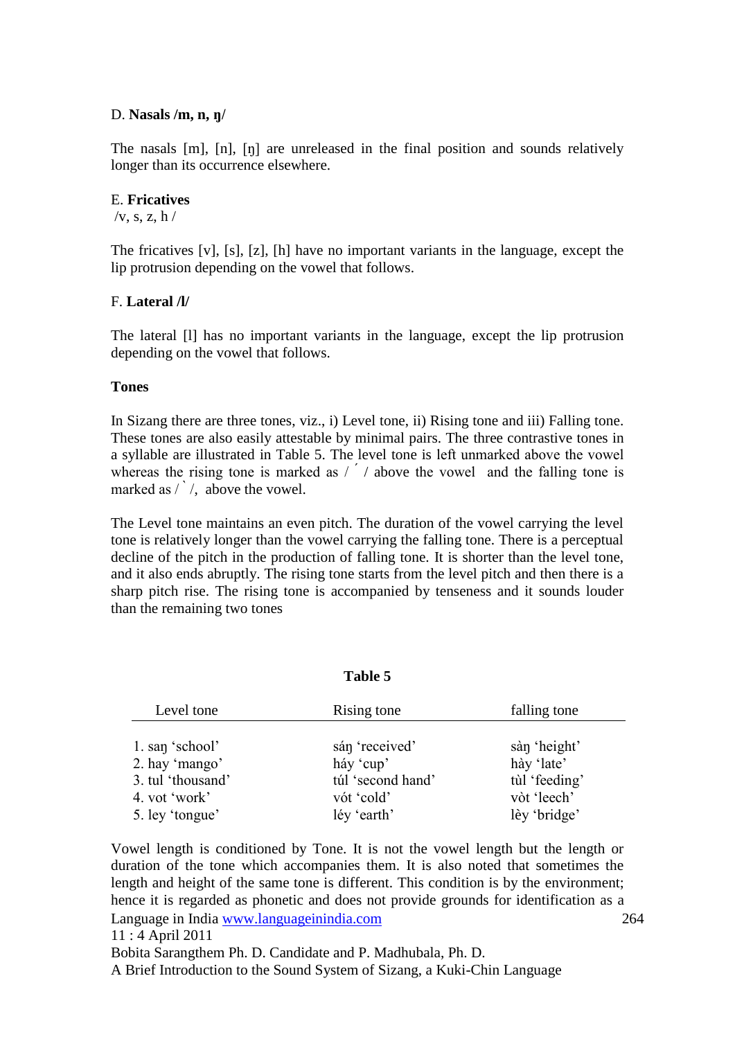D. **Nasals /m, n, ŋ/**

The nasals [m], [n], [ŋ] are unreleased in the final position and sounds relatively longer than its occurrence elsewhere.

E. **Fricatives**
/v, s, z, h /

The fricatives [v], [s], [z], [h] have no important variants in the language, except the lip protrusion depending on the vowel that follows.

F. **Lateral /l/**

The lateral [l] has no important variants in the language, except the lip protrusion depending on the vowel that follows.

**Tones**

In Sizang there are three tones, viz., i) Level tone, ii) Rising tone and iii) Falling tone. These tones are also easily attestable by minimal pairs. The three contrastive tones in a syllable are illustrated in Table 5. The level tone is left unmarked above the vowel whereas the rising tone is marked as / ´ / above the vowel and the falling tone is marked as / ` /, above the vowel.

The Level tone maintains an even pitch. The duration of the vowel carrying the level tone is relatively longer than the vowel carrying the falling tone. There is a perceptual decline of the pitch in the production of falling tone. It is shorter than the level tone, and it also ends abruptly. The rising tone starts from the level pitch and then there is a sharp pitch rise. The rising tone is accompanied by tenseness and it sounds louder than the remaining two tones

**Table 5**

| Level tone | Rising tone | falling tone |
|---|---|---|
| 1. saŋ 'school' | sáŋ 'received' | sàŋ 'height' |
| 2. hay 'mango' | háy 'cup' | hày 'late' |
| 3. tul 'thousand' | túl 'second hand' | tùl 'feeding' |
| 4. vot 'work' | vót 'cold' | vòt 'leech' |
| 5. ley 'tongue' | léy 'earth' | lèy 'bridge' |

Vowel length is conditioned by Tone. It is not the vowel length but the length or duration of the tone which accompanies them. It is also noted that sometimes the length and height of the same tone is different. This condition is by the environment; hence it is regarded as phonetic and does not provide grounds for identification as a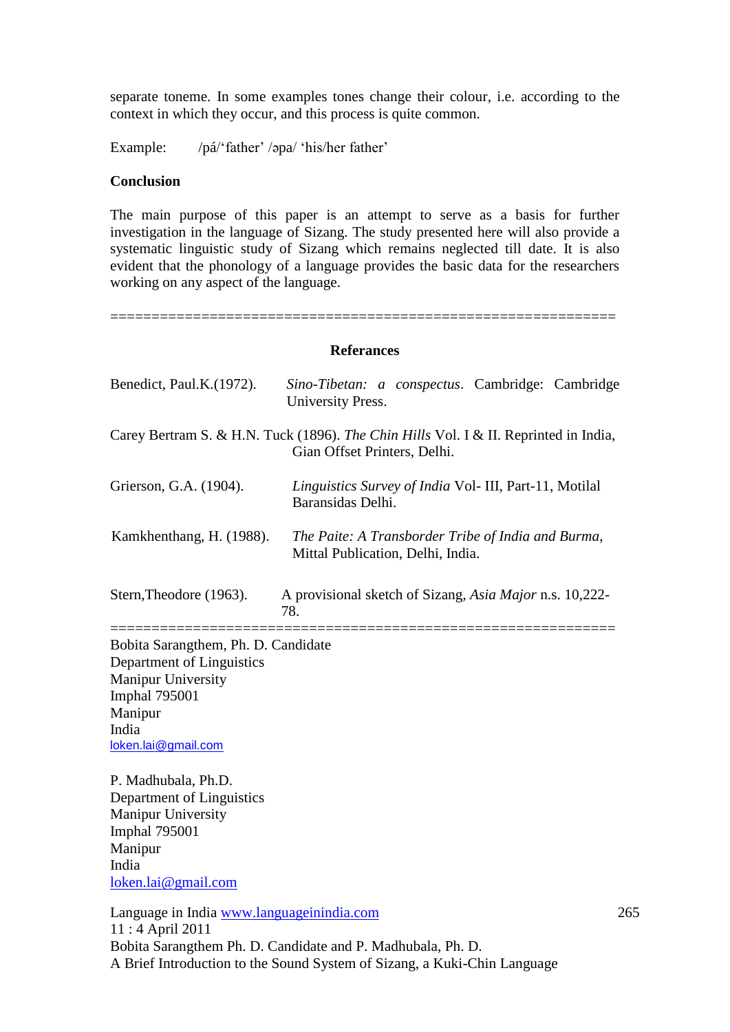separate toneme. In some examples tones change their colour, i.e. according to the context in which they occur, and this process is quite common.

Example: /pá/'father' /əpa/ 'his/her father'

**Conclusion**

The main purpose of this paper is an attempt to serve as a basis for further investigation in the language of Sizang. The study presented here will also provide a systematic linguistic study of Sizang which remains neglected till date. It is also evident that the phonology of a language provides the basic data for the researchers working on any aspect of the language.

============================================================

**Referances**

Benedict, Paul.K.(1972). *Sino-Tibetan: a conspectus*. Cambridge: Cambridge University Press.

Carey Bertram S. & H.N. Tuck (1896). *The Chin Hills* Vol. I & II. Reprinted in India, Gian Offset Printers, Delhi.

Grierson, G.A. (1904). *Linguistics Survey of India* Vol- III, Part-11, Motilal Baransidas Delhi.

Kamkhenthang, H. (1988). *The Paite: A Transborder Tribe of India and Burma*, Mittal Publication, Delhi, India.

Stern,Theodore (1963). A provisional sketch of Sizang, *Asia Major* n.s. 10,222-78.

============================================================

Bobita Sarangthem, Ph. D. Candidate
Department of Linguistics
Manipur University
Imphal 795001
Manipur
India
loken.lai@gmail.com

P. Madhubala, Ph.D.
Department of Linguistics
Manipur University
Imphal 795001
Manipur
India
loken.lai@gmail.com